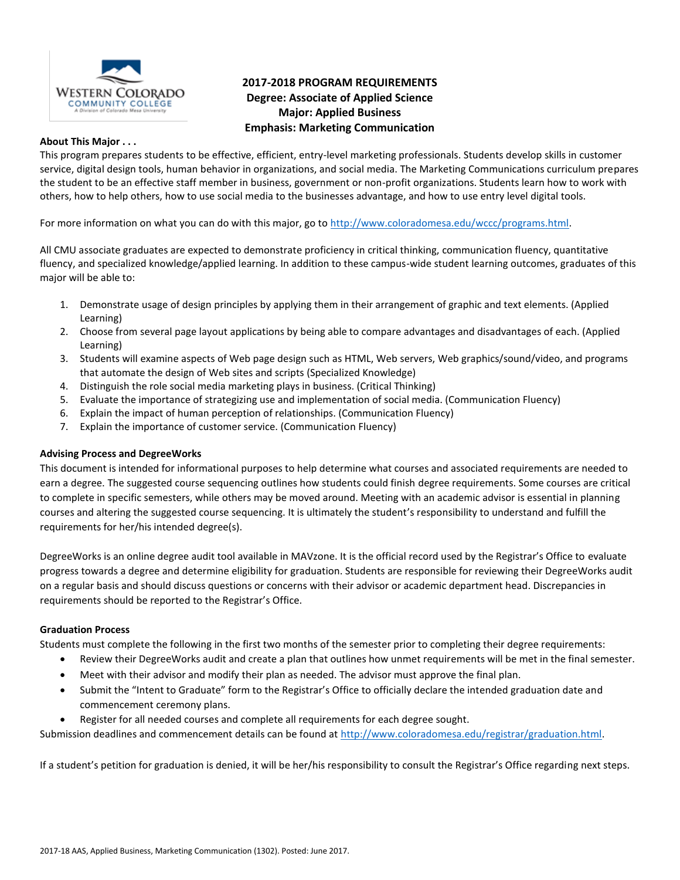# 2017-2018 PROGRAM REQUIREMENTS
## Degree: Associate of Applied Science
## Major: Applied Business
## Emphasis: Marketing Communication

**About This Major . . .**

This program prepares students to be effective, efficient, entry-level marketing professionals. Students develop skills in customer service, digital design tools, human behavior in organizations, and social media. The Marketing Communications curriculum prepares the student to be an effective staff member in business, government or non-profit organizations. Students learn how to work with others, how to help others, how to use social media to the businesses advantage, and how to use entry level digital tools.

For more information on what you can do with this major, go to http://www.coloradomesa.edu/wccc/programs.html.

All CMU associate graduates are expected to demonstrate proficiency in critical thinking, communication fluency, quantitative fluency, and specialized knowledge/applied learning. In addition to these campus-wide student learning outcomes, graduates of this major will be able to:

1. Demonstrate usage of design principles by applying them in their arrangement of graphic and text elements. (Applied Learning)
2. Choose from several page layout applications by being able to compare advantages and disadvantages of each. (Applied Learning)
3. Students will examine aspects of Web page design such as HTML, Web servers, Web graphics/sound/video, and programs that automate the design of Web sites and scripts (Specialized Knowledge)
4. Distinguish the role social media marketing plays in business. (Critical Thinking)
5. Evaluate the importance of strategizing use and implementation of social media. (Communication Fluency)
6. Explain the impact of human perception of relationships. (Communication Fluency)
7. Explain the importance of customer service. (Communication Fluency)

**Advising Process and DegreeWorks**

This document is intended for informational purposes to help determine what courses and associated requirements are needed to earn a degree. The suggested course sequencing outlines how students could finish degree requirements. Some courses are critical to complete in specific semesters, while others may be moved around. Meeting with an academic advisor is essential in planning courses and altering the suggested course sequencing. It is ultimately the student's responsibility to understand and fulfill the requirements for her/his intended degree(s).

DegreeWorks is an online degree audit tool available in MAVzone. It is the official record used by the Registrar's Office to evaluate progress towards a degree and determine eligibility for graduation. Students are responsible for reviewing their DegreeWorks audit on a regular basis and should discuss questions or concerns with their advisor or academic department head. Discrepancies in requirements should be reported to the Registrar's Office.

**Graduation Process**

Students must complete the following in the first two months of the semester prior to completing their degree requirements:

- Review their DegreeWorks audit and create a plan that outlines how unmet requirements will be met in the final semester.
- Meet with their advisor and modify their plan as needed. The advisor must approve the final plan.
- Submit the "Intent to Graduate" form to the Registrar's Office to officially declare the intended graduation date and commencement ceremony plans.
- Register for all needed courses and complete all requirements for each degree sought.

Submission deadlines and commencement details can be found at http://www.coloradomesa.edu/registrar/graduation.html.

If a student's petition for graduation is denied, it will be her/his responsibility to consult the Registrar's Office regarding next steps.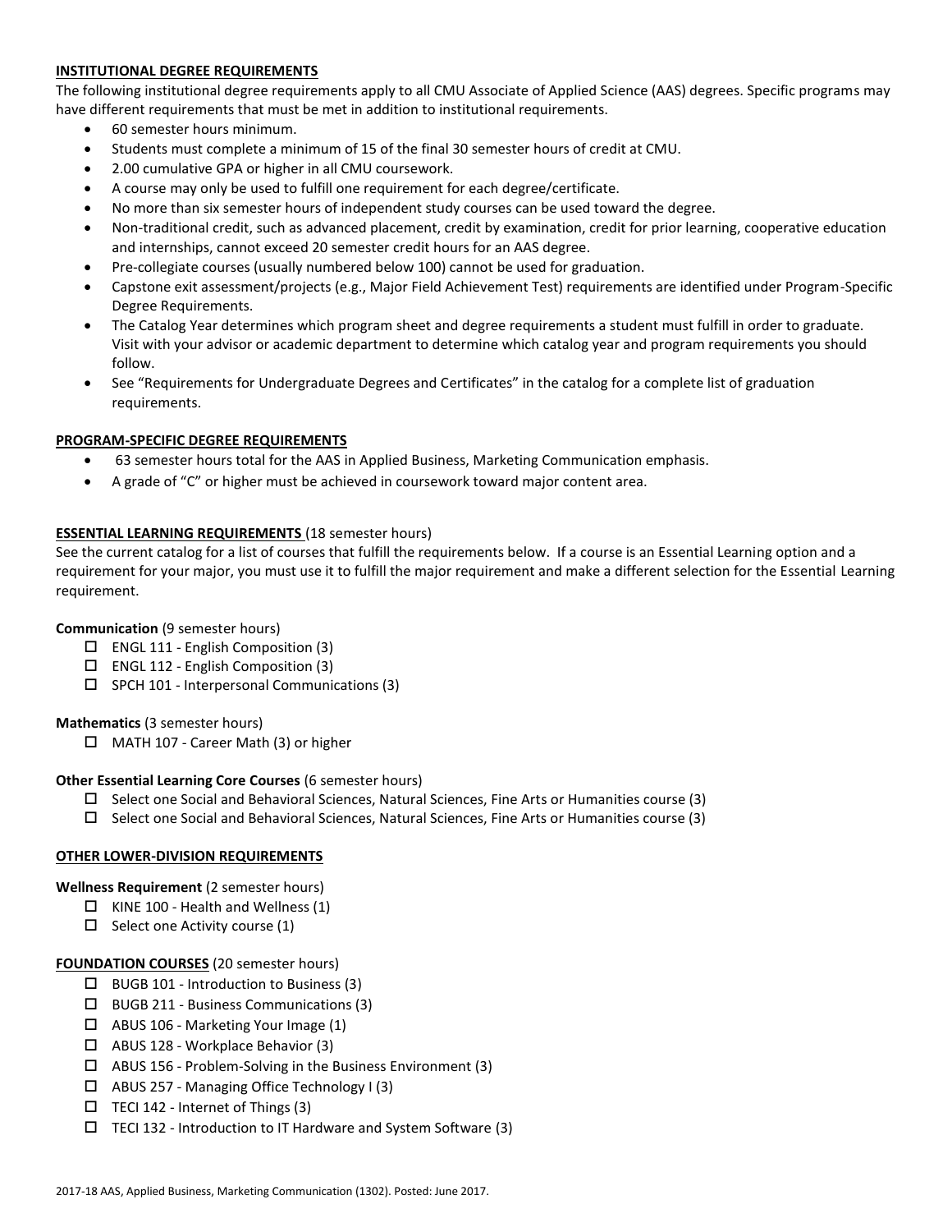## INSTITUTIONAL DEGREE REQUIREMENTS

The following institutional degree requirements apply to all CMU Associate of Applied Science (AAS) degrees. Specific programs may have different requirements that must be met in addition to institutional requirements.

- 60 semester hours minimum.
- Students must complete a minimum of 15 of the final 30 semester hours of credit at CMU.
- 2.00 cumulative GPA or higher in all CMU coursework.
- A course may only be used to fulfill one requirement for each degree/certificate.
- No more than six semester hours of independent study courses can be used toward the degree.
- Non-traditional credit, such as advanced placement, credit by examination, credit for prior learning, cooperative education and internships, cannot exceed 20 semester credit hours for an AAS degree.
- Pre-collegiate courses (usually numbered below 100) cannot be used for graduation.
- Capstone exit assessment/projects (e.g., Major Field Achievement Test) requirements are identified under Program-Specific Degree Requirements.
- The Catalog Year determines which program sheet and degree requirements a student must fulfill in order to graduate. Visit with your advisor or academic department to determine which catalog year and program requirements you should follow.
- See "Requirements for Undergraduate Degrees and Certificates" in the catalog for a complete list of graduation requirements.

## PROGRAM-SPECIFIC DEGREE REQUIREMENTS

- 63 semester hours total for the AAS in Applied Business, Marketing Communication emphasis.
- A grade of "C" or higher must be achieved in coursework toward major content area.

## ESSENTIAL LEARNING REQUIREMENTS (18 semester hours)

See the current catalog for a list of courses that fulfill the requirements below. If a course is an Essential Learning option and a requirement for your major, you must use it to fulfill the major requirement and make a different selection for the Essential Learning requirement.

**Communication** (9 semester hours)

- ☐ ENGL 111 - English Composition (3)
- ☐ ENGL 112 - English Composition (3)
- ☐ SPCH 101 - Interpersonal Communications (3)

**Mathematics** (3 semester hours)

- ☐ MATH 107 - Career Math (3) or higher

**Other Essential Learning Core Courses** (6 semester hours)

- ☐ Select one Social and Behavioral Sciences, Natural Sciences, Fine Arts or Humanities course (3)
- ☐ Select one Social and Behavioral Sciences, Natural Sciences, Fine Arts or Humanities course (3)

## OTHER LOWER-DIVISION REQUIREMENTS

**Wellness Requirement** (2 semester hours)

- ☐ KINE 100 - Health and Wellness (1)
- ☐ Select one Activity course (1)

## FOUNDATION COURSES (20 semester hours)

- ☐ BUGB 101 - Introduction to Business (3)
- ☐ BUGB 211 - Business Communications (3)
- ☐ ABUS 106 - Marketing Your Image (1)
- ☐ ABUS 128 - Workplace Behavior (3)
- ☐ ABUS 156 - Problem-Solving in the Business Environment (3)
- ☐ ABUS 257 - Managing Office Technology I (3)
- ☐ TECI 142 - Internet of Things (3)
- ☐ TECI 132 - Introduction to IT Hardware and System Software (3)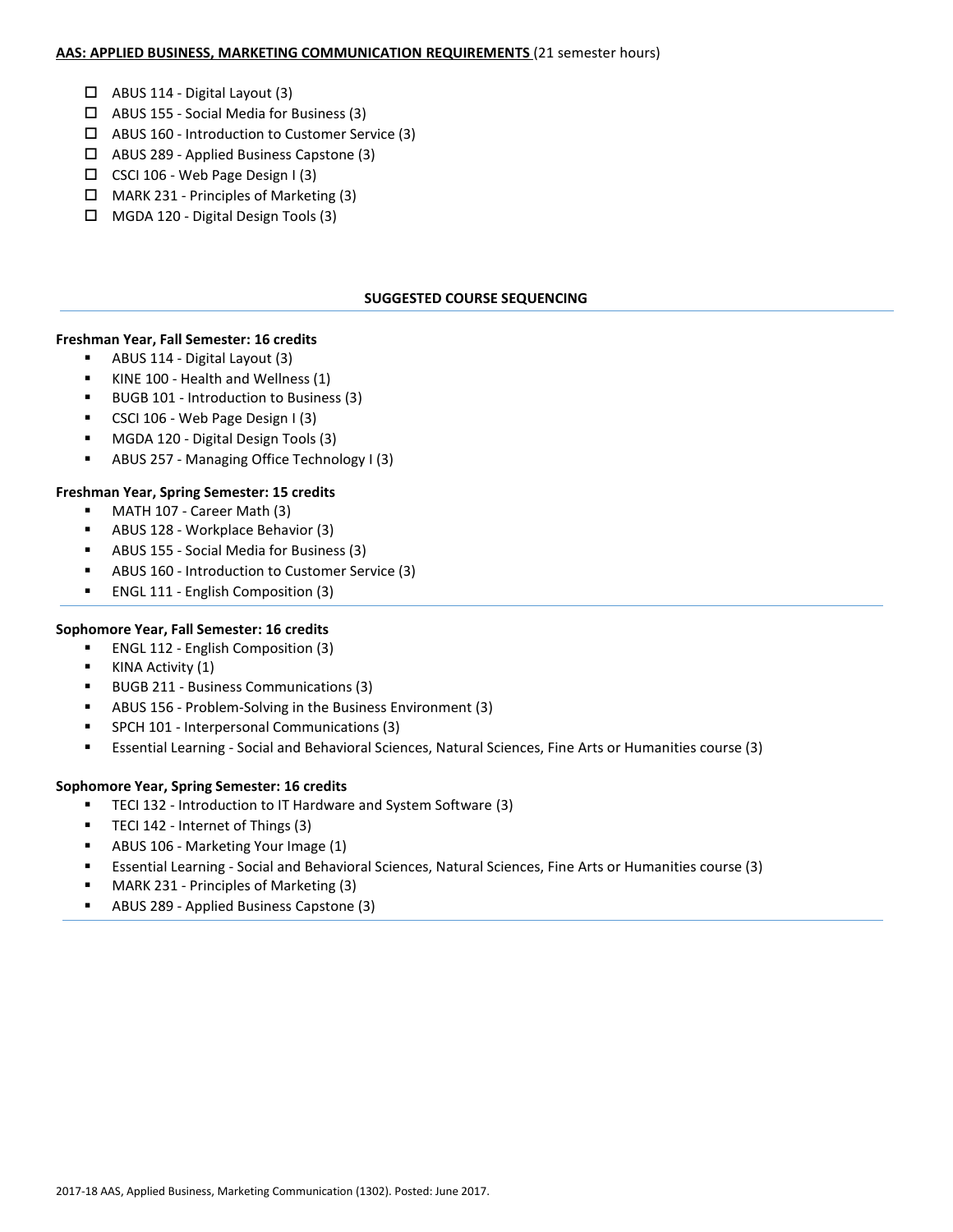**AAS: APPLIED BUSINESS, MARKETING COMMUNICATION REQUIREMENTS** (21 semester hours)

- ☐ ABUS 114 - Digital Layout (3)
- ☐ ABUS 155 - Social Media for Business (3)
- ☐ ABUS 160 - Introduction to Customer Service (3)
- ☐ ABUS 289 - Applied Business Capstone (3)
- ☐ CSCI 106 - Web Page Design I (3)
- ☐ MARK 231 - Principles of Marketing (3)
- ☐ MGDA 120 - Digital Design Tools (3)

## SUGGESTED COURSE SEQUENCING

**Freshman Year, Fall Semester: 16 credits**

- ABUS 114 - Digital Layout (3)
- KINE 100 - Health and Wellness (1)
- BUGB 101 - Introduction to Business (3)
- CSCI 106 - Web Page Design I (3)
- MGDA 120 - Digital Design Tools (3)
- ABUS 257 - Managing Office Technology I (3)

**Freshman Year, Spring Semester: 15 credits**

- MATH 107 - Career Math (3)
- ABUS 128 - Workplace Behavior (3)
- ABUS 155 - Social Media for Business (3)
- ABUS 160 - Introduction to Customer Service (3)
- ENGL 111 - English Composition (3)

**Sophomore Year, Fall Semester: 16 credits**

- ENGL 112 - English Composition (3)
- KINA Activity (1)
- BUGB 211 - Business Communications (3)
- ABUS 156 - Problem-Solving in the Business Environment (3)
- SPCH 101 - Interpersonal Communications (3)
- Essential Learning - Social and Behavioral Sciences, Natural Sciences, Fine Arts or Humanities course (3)

**Sophomore Year, Spring Semester: 16 credits**

- TECI 132 - Introduction to IT Hardware and System Software (3)
- TECI 142 - Internet of Things (3)
- ABUS 106 - Marketing Your Image (1)
- Essential Learning - Social and Behavioral Sciences, Natural Sciences, Fine Arts or Humanities course (3)
- MARK 231 - Principles of Marketing (3)
- ABUS 289 - Applied Business Capstone (3)